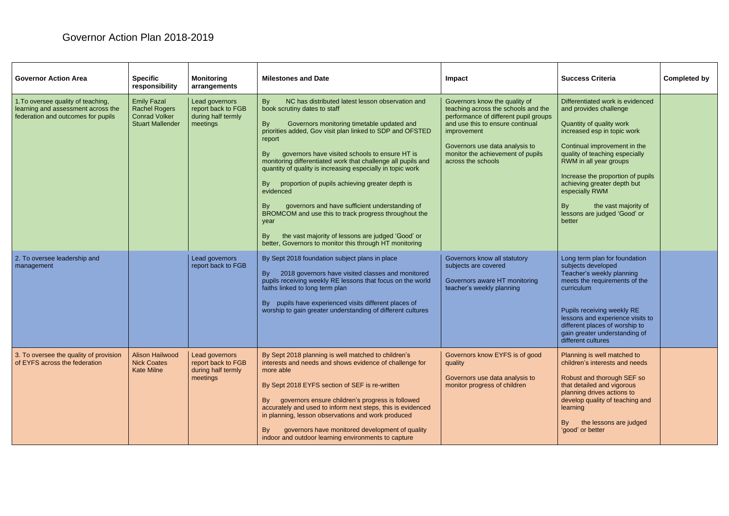# Governor Action Plan 2018-2019

| Governor Action Area | Specific responsibility | Monitoring arrangements | Milestones and Date | Impact | Success Criteria | Completed by |
|---|---|---|---|---|---|---|
| 1.To oversee quality of teaching, learning and assessment across the federation and outcomes for pupils | Emily Fazal<br>Rachel Rogers<br>Conrad Volker<br>Stuart Mallender | Lead governors report back to FGB during half termly meetings | By NC has distributed latest lesson observation and book scrutiny dates to staff<br><br>By Governors monitoring timetable updated and priorities added, Gov visit plan linked to SDP and OFSTED report<br><br>By governors have visited schools to ensure HT is monitoring differentiated work that challenge all pupils and quantity of quality is increasing especially in topic work<br><br>By proportion of pupils achieving greater depth is evidenced<br><br>By governors and have sufficient understanding of BROMCOM and use this to track progress throughout the year<br><br>By the vast majority of lessons are judged 'Good' or better, Governors to monitor this through HT monitoring | Governors know the quality of teaching across the schools and the performance of different pupil groups and use this to ensure continual improvement<br><br>Governors use data analysis to monitor the achievement of pupils across the schools | Differentiated work is evidenced and provides challenge<br><br>Quantity of quality work increased esp in topic work<br><br>Continual improvement in the quality of teaching especially RWM in all year groups<br><br>Increase the proportion of pupils achieving greater depth but especially RWM<br><br>By the vast majority of lessons are judged 'Good' or better | |
| 2. To oversee leadership and management | | Lead governors report back to FGB | By Sept 2018 foundation subject plans in place<br><br>By 2018 governors have visited classes and monitored pupils receiving weekly RE lessons that focus on the world faiths linked to long term plan<br><br>By pupils have experienced visits different places of worship to gain greater understanding of different cultures | Governors know all statutory subjects are covered<br><br>Governors aware HT monitoring teacher's weekly planning | Long term plan for foundation subjects developed<br>Teacher's weekly planning meets the requirements of the curriculum<br><br>Pupils receiving weekly RE lessons and experience visits to different places of worship to gain greater understanding of different cultures | |
| 3. To oversee the quality of provision of EYFS across the federation | Alison Hailwood<br>Nick Coates<br>Kate Milne | Lead governors report back to FGB during half termly meetings | By Sept 2018 planning is well matched to children's interests and needs and shows evidence of challenge for more able<br><br>By Sept 2018 EYFS section of SEF is re-written<br><br>By governors ensure children's progress is followed accurately and used to inform next steps, this is evidenced in planning, lesson observations and work produced<br><br>By governors have monitored development of quality indoor and outdoor learning environments to capture | Governors know EYFS is of good quality<br><br>Governors use data analysis to monitor progress of children | Planning is well matched to children's interests and needs<br><br>Robust and thorough SEF so that detailed and vigorous planning drives actions to develop quality of teaching and learning<br><br>By the lessons are judged 'good' or better | |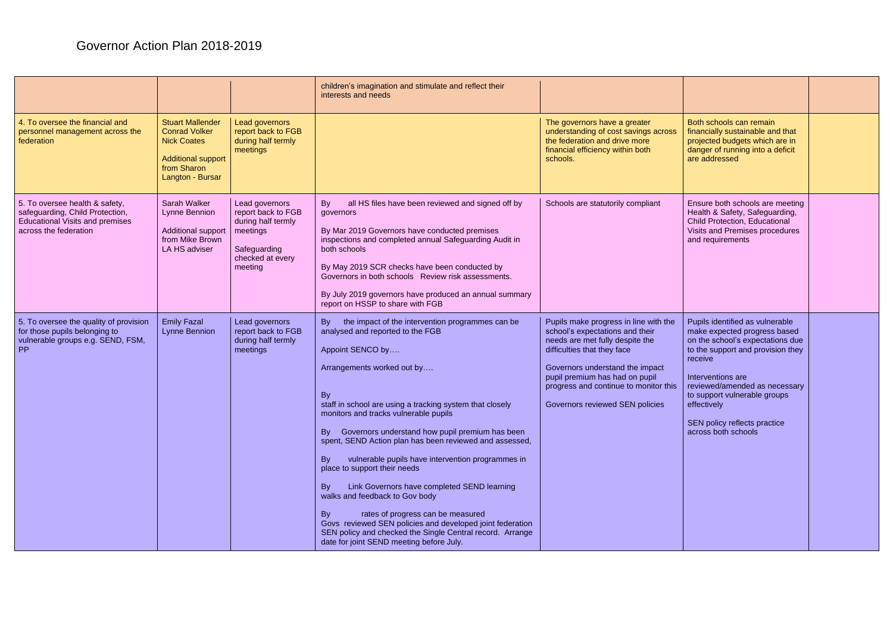# Governor Action Plan 2018-2019

| | | | | | | |
|---|---|---|---|---|---|---|
| | | | children's imagination and stimulate and reflect their interests and needs | | | |
| 4. To oversee the financial and personnel management across the federation | Stuart Mallender<br>Conrad Volker<br>Nick Coates<br><br>Additional support from Sharon Langton - Bursar | Lead governors report back to FGB during half termly meetings | | The governors have a greater understanding of cost savings across the federation and drive more financial efficiency within both schools. | Both schools can remain financially sustainable and that projected budgets which are in danger of running into a deficit are addressed | |
| 5. To oversee health & safety, safeguarding, Child Protection, Educational Visits and premises across the federation | Sarah Walker<br>Lynne Bennion<br><br>Additional support from Mike Brown LA HS adviser | Lead governors report back to FGB during half termly meetings<br><br>Safeguarding checked at every meeting | By all HS files have been reviewed and signed off by governors<br><br>By Mar 2019 Governors have conducted premises inspections and completed annual Safeguarding Audit in both schools<br><br>By May 2019 SCR checks have been conducted by Governors in both schools Review risk assessments.<br><br>By July 2019 governors have produced an annual summary report on HSSP to share with FGB | Schools are statutorily compliant | Ensure both schools are meeting Health & Safety, Safeguarding, Child Protection, Educational Visits and Premises procedures and requirements | |
| 5. To oversee the quality of provision for those pupils belonging to vulnerable groups e.g. SEND, FSM, PP | Emily Fazal<br>Lynne Bennion | Lead governors report back to FGB during half termly meetings | By the impact of the intervention programmes can be analysed and reported to the FGB<br><br>Appoint SENCO by….<br><br>Arrangements worked out by….<br><br>By<br>staff in school are using a tracking system that closely monitors and tracks vulnerable pupils<br><br>By Governors understand how pupil premium has been spent, SEND Action plan has been reviewed and assessed,<br><br>By vulnerable pupils have intervention programmes in place to support their needs<br><br>By Link Governors have completed SEND learning walks and feedback to Gov body<br><br>By rates of progress can be measured<br>Govs reviewed SEN policies and developed joint federation SEN policy and checked the Single Central record. Arrange date for joint SEND meeting before July. | Pupils make progress in line with the school's expectations and their needs are met fully despite the difficulties that they face<br><br>Governors understand the impact pupil premium has had on pupil progress and continue to monitor this<br><br>Governors reviewed SEN policies | Pupils identified as vulnerable make expected progress based on the school's expectations due to the support and provision they receive<br><br>Interventions are reviewed/amended as necessary to support vulnerable groups effectively<br><br>SEN policy reflects practice across both schools | |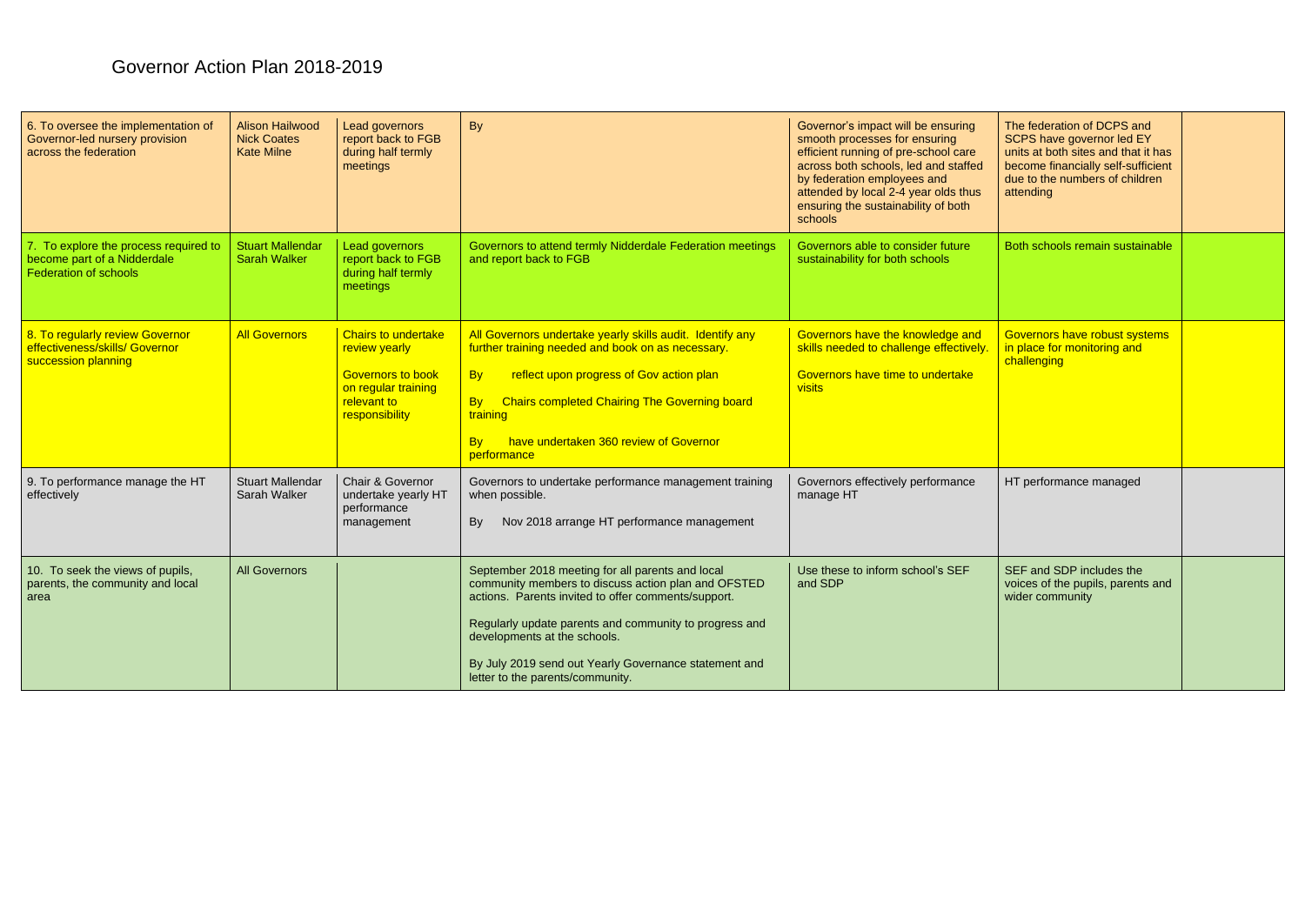# Governor Action Plan 2018-2019

| | | | | | | |
|---|---|---|---|---|---|---|
| 6. To oversee the implementation of Governor-led nursery provision across the federation | Alison Hailwood<br>Nick Coates<br>Kate Milne | Lead governors report back to FGB during half termly meetings | By | Governor's impact will be ensuring smooth processes for ensuring efficient running of pre-school care across both schools, led and staffed by federation employees and attended by local 2-4 year olds thus ensuring the sustainability of both schools | The federation of DCPS and SCPS have governor led EY units at both sites and that it has become financially self-sufficient due to the numbers of children attending | |
| 7. To explore the process required to become part of a Nidderdale Federation of schools | Stuart Mallendar<br>Sarah Walker | Lead governors report back to FGB during half termly meetings | Governors to attend termly Nidderdale Federation meetings and report back to FGB | Governors able to consider future sustainability for both schools | Both schools remain sustainable | |
| 8. To regularly review Governor effectiveness/skills/ Governor succession planning | All Governors | Chairs to undertake review yearly<br><br>Governors to book on regular training relevant to responsibility | All Governors undertake yearly skills audit. Identify any further training needed and book on as necessary.<br><br>By reflect upon progress of Gov action plan<br><br>By Chairs completed Chairing The Governing board training<br><br>By have undertaken 360 review of Governor performance | Governors have the knowledge and skills needed to challenge effectively.<br><br>Governors have time to undertake visits | Governors have robust systems in place for monitoring and challenging | |
| 9. To performance manage the HT effectively | Stuart Mallendar<br>Sarah Walker | Chair & Governor undertake yearly HT performance management | Governors to undertake performance management training when possible.<br><br>By Nov 2018 arrange HT performance management | Governors effectively performance manage HT | HT performance managed | |
| 10. To seek the views of pupils, parents, the community and local area | All Governors | | September 2018 meeting for all parents and local community members to discuss action plan and OFSTED actions. Parents invited to offer comments/support.<br><br>Regularly update parents and community to progress and developments at the schools.<br><br>By July 2019 send out Yearly Governance statement and letter to the parents/community. | Use these to inform school's SEF and SDP | SEF and SDP includes the voices of the pupils, parents and wider community | |